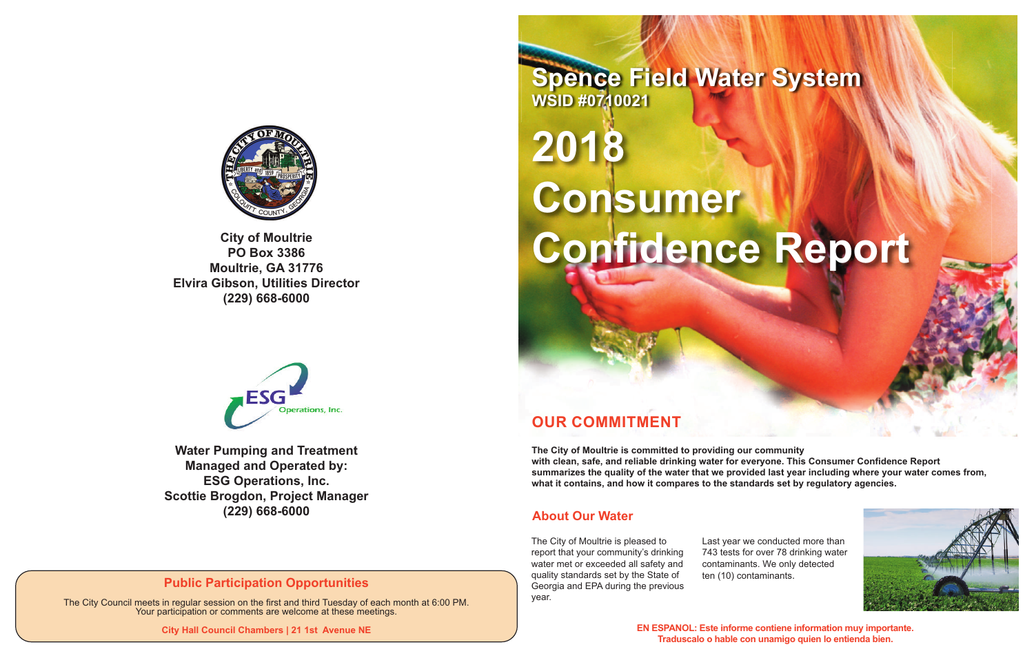City of Moultrie
PO Box 3386
Moultrie, GA 31776
Elvira Gibson, Utilities Director
(229) 668-6000

Water Pumping and Treatment
Managed and Operated by:
ESG Operations, Inc.
Scottie Brogdon, Project Manager
(229) 668-6000

## Public Participation Opportunities

The City Council meets in regular session on the first and third Tuesday of each month at 6:00 PM. Your participation or comments are welcome at these meetings.

**City Hall Council Chambers | 21 1st Avenue NE**

# Spence Field Water System

**WSID #0710021**

# 2018 Consumer Confidence Report

## OUR COMMITMENT

**The City of Moultrie is committed to providing our community with clean, safe, and reliable drinking water for everyone. This Consumer Confidence Report summarizes the quality of the water that we provided last year including where your water comes from, what it contains, and how it compares to the standards set by regulatory agencies.**

## About Our Water

The City of Moultrie is pleased to report that your community's drinking water met or exceeded all safety and quality standards set by the State of Georgia and EPA during the previous year.

Last year we conducted more than 743 tests for over 78 drinking water contaminants. We only detected ten (10) contaminants.

**EN ESPANOL: Este informe contiene information muy importante. Traduscalo o hable con unamigo quien lo entienda bien.**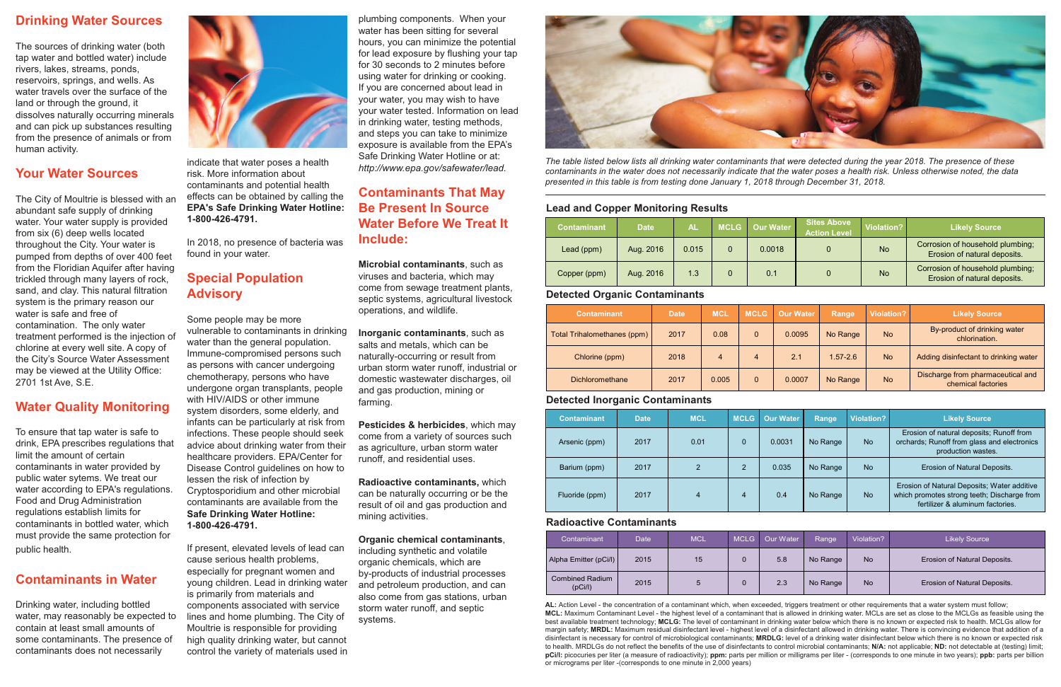## Drinking Water Sources

The sources of drinking water (both tap water and bottled water) include rivers, lakes, streams, ponds, reservoirs, springs, and wells. As water travels over the surface of the land or through the ground, it dissolves naturally occurring minerals and can pick up substances resulting from the presence of animals or from human activity.

## Your Water Sources

The City of Moultrie is blessed with an abundant safe supply of drinking water. Your water supply is provided from six (6) deep wells located throughout the City. Your water is pumped from depths of over 400 feet from the Floridian Aquifer after having trickled through many layers of rock, sand, and clay. This natural filtration system is the primary reason our water is safe and free of contamination. The only water treatment performed is the injection of chlorine at every well site. A copy of the City's Source Water Assessment may be viewed at the Utility Office: 2701 1st Ave, S.E.

## Water Quality Monitoring

To ensure that tap water is safe to drink, EPA prescribes regulations that limit the amount of certain contaminants in water provided by public water sytems. We treat our water according to EPA's regulations. Food and Drug Administration regulations establish limits for contaminants in bottled water, which must provide the same protection for public health.

## Contaminants in Water

Drinking water, including bottled water, may reasonably be expected to contain at least small amounts of some contaminants. The presence of contaminants does not necessarily indicate that water poses a health risk. More information about contaminants and potential health effects can be obtained by calling the **EPA's Safe Drinking Water Hotline: 1-800-426-4791.**

In 2018, no presence of bacteria was found in your water.

## Special Population Advisory

Some people may be more vulnerable to contaminants in drinking water than the general population. Immune-compromised persons such as persons with cancer undergoing chemotherapy, persons who have undergone organ transplants, people with HIV/AIDS or other immune system disorders, some elderly, and infants can be particularly at risk from infections. These people should seek advice about drinking water from their healthcare providers. EPA/Center for Disease Control guidelines on how to lessen the risk of infection by Cryptosporidium and other microbial contaminants are available from the **Safe Drinking Water Hotline: 1-800-426-4791.**

If present, elevated levels of lead can cause serious health problems, especially for pregnant women and young children. Lead in drinking water is primarily from materials and components associated with service lines and home plumbing. The City of Moultrie is responsible for providing high quality drinking water, but cannot control the variety of materials used in plumbing components. When your water has been sitting for several hours, you can minimize the potential for lead exposure by flushing your tap for 30 seconds to 2 minutes before using water for drinking or cooking. If you are concerned about lead in your water, you may wish to have your water tested. Information on lead in drinking water, testing methods, and steps you can take to minimize exposure is available from the EPA's Safe Drinking Water Hotline or at: *http://www.epa.gov/safewater/lead.*

## Contaminants That May Be Present In Source Water Before We Treat It Include:

**Microbial contaminants**, such as viruses and bacteria, which may come from sewage treatment plants, septic systems, agricultural livestock operations, and wildlife.

**Inorganic contaminants**, such as salts and metals, which can be naturally-occurring or result from urban storm water runoff, industrial or domestic wastewater discharges, oil and gas production, mining or farming.

**Pesticides & herbicides**, which may come from a variety of sources such as agriculture, urban storm water runoff, and residential uses.

**Radioactive contaminants,** which can be naturally occurring or be the result of oil and gas production and mining activities.

**Organic chemical contaminants**, including synthetic and volatile organic chemicals, which are by-products of industrial processes and petroleum production, and can also come from gas stations, urban storm water runoff, and septic systems.

*The table listed below lists all drinking water contaminants that were detected during the year 2018. The presence of these contaminants in the water does not necessarily indicate that the water poses a health risk. Unless otherwise noted, the data presented in this table is from testing done January 1, 2018 through December 31, 2018.*

### Lead and Copper Monitoring Results

| Contaminant | Date | AL | MCLG | Our Water | Sites Above Action Level | Violation? | Likely Source |
|---|---|---|---|---|---|---|---|
| Lead (ppm) | Aug. 2016 | 0.015 | 0 | 0.0018 | 0 | No | Corrosion of household plumbing; Erosion of natural deposits. |
| Copper (ppm) | Aug. 2016 | 1.3 | 0 | 0.1 | 0 | No | Corrosion of household plumbing; Erosion of natural deposits. |

### Detected Organic Contaminants

| Contaminant | Date | MCL | MCLG | Our Water | Range | Violation? | Likely Source |
|---|---|---|---|---|---|---|---|
| Total Trihalomethanes (ppm) | 2017 | 0.08 | 0 | 0.0095 | No Range | No | By-product of drinking water chlorination. |
| Chlorine (ppm) | 2018 | 4 | 4 | 2.1 | 1.57-2.6 | No | Adding disinfectant to drinking water |
| Dichloromethane | 2017 | 0.005 | 0 | 0.0007 | No Range | No | Discharge from pharmaceutical and chemical factories |

### Detected Inorganic Contaminants

| Contaminant | Date | MCL | MCLG | Our Water | Range | Violation? | Likely Source |
|---|---|---|---|---|---|---|---|
| Arsenic (ppm) | 2017 | 0.01 | 0 | 0.0031 | No Range | No | Erosion of natural deposits; Runoff from orchards; Runoff from glass and electronics production wastes. |
| Barium (ppm) | 2017 | 2 | 2 | 0.035 | No Range | No | Erosion of Natural Deposits. |
| Fluoride (ppm) | 2017 | 4 | 4 | 0.4 | No Range | No | Erosion of Natural Deposits; Water additive which promotes strong teeth; Discharge from fertilizer & aluminum factories. |

### Radioactive Contaminants

| Contaminant | Date | MCL | MCLG | Our Water | Range | Violation? | Likely Source |
|---|---|---|---|---|---|---|---|
| Alpha Emitter (pCi/l) | 2015 | 15 | 0 | 5.8 | No Range | No | Erosion of Natural Deposits. |
| Combined Radium (pCi/l) | 2015 | 5 | 0 | 2.3 | No Range | No | Erosion of Natural Deposits. |

**AL:** Action Level - the concentration of a contaminant which, when exceeded, triggers treatment or other requirements that a water system must follow; **MCL:** Maximum Contaminant Level - the highest level of a contaminant that is allowed in drinking water. MCLs are set as close to the MCLGs as feasible using the best available treatment technology; **MCLG:** The level of contaminant in drinking water below which there is no known or expected risk to health. MCLGs allow for margin safety; **MRDL:** Maximum residual disinfectant level - highest level of a disinfectant allowed in drinking water. There is convincing evidence that addition of a disinfectant is necessary for control of microbiological contaminants; **MRDLG:** level of a drinking water disinfectant below which there is no known or expected risk to health. MRDLGs do not reflect the benefits of the use of disinfectants to control microbial contaminants; **N/A:** not applicable; **ND:** not detectable at (testing) limit; **pCi/l:** picocuries per liter (a measure of radioactivity); **ppm:** parts per million or milligrams per liter - (corresponds to one minute in two years); **ppb:** parts per billion or micrograms per liter -(corresponds to one minute in 2,000 years)